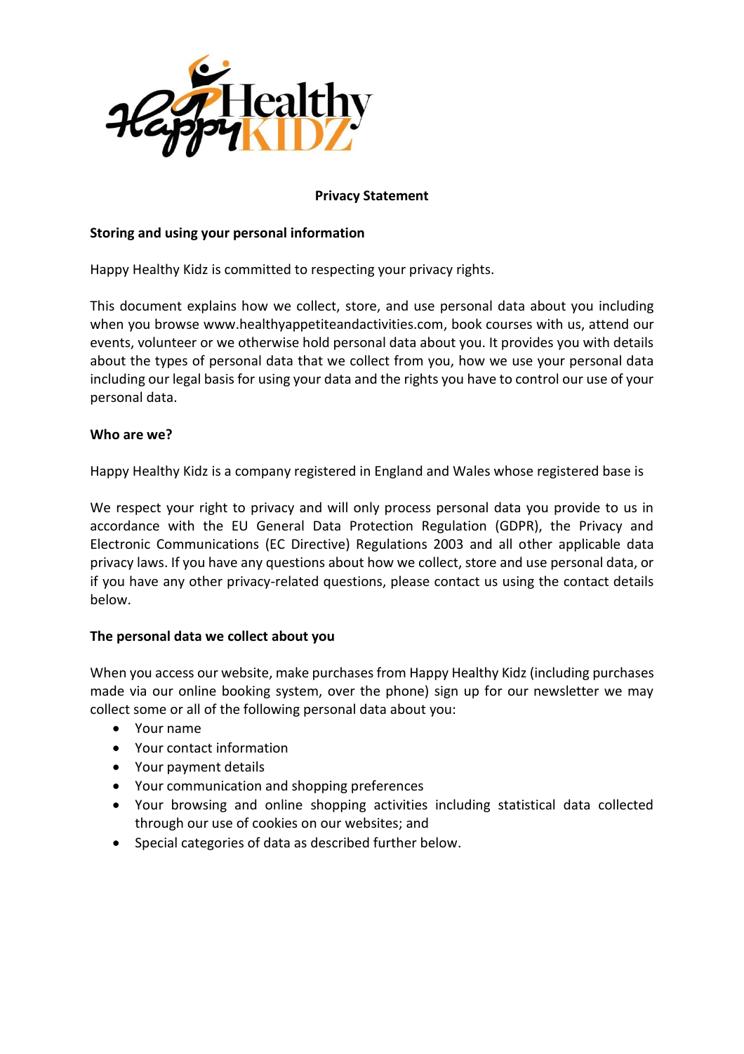# Privacy Statement

## Storing and using your personal information

Happy Healthy Kidz is committed to respecting your privacy rights.

This document explains how we collect, store, and use personal data about you including when you browse www.healthyappetiteandactivities.com, book courses with us, attend our events, volunteer or we otherwise hold personal data about you. It provides you with details about the types of personal data that we collect from you, how we use your personal data including our legal basis for using your data and the rights you have to control our use of your personal data.

## Who are we?

Happy Healthy Kidz is a company registered in England and Wales whose registered base is

We respect your right to privacy and will only process personal data you provide to us in accordance with the EU General Data Protection Regulation (GDPR), the Privacy and Electronic Communications (EC Directive) Regulations 2003 and all other applicable data privacy laws. If you have any questions about how we collect, store and use personal data, or if you have any other privacy-related questions, please contact us using the contact details below.

## The personal data we collect about you

When you access our website, make purchases from Happy Healthy Kidz (including purchases made via our online booking system, over the phone) sign up for our newsletter we may collect some or all of the following personal data about you:

- Your name
- Your contact information
- Your payment details
- Your communication and shopping preferences
- Your browsing and online shopping activities including statistical data collected through our use of cookies on our websites; and
- Special categories of data as described further below.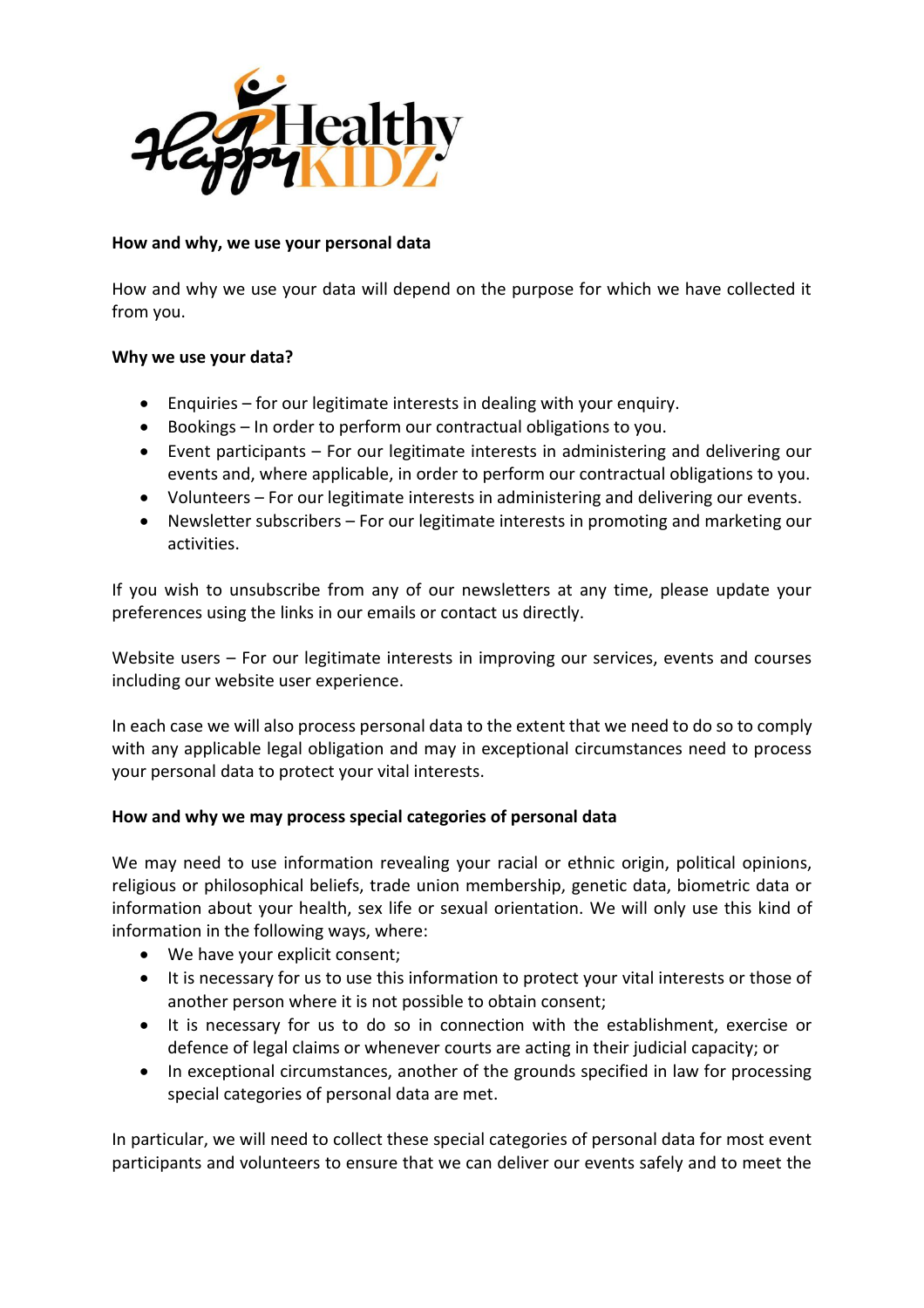**How and why, we use your personal data**

How and why we use your data will depend on the purpose for which we have collected it from you.

**Why we use your data?**

- Enquiries – for our legitimate interests in dealing with your enquiry.
- Bookings – In order to perform our contractual obligations to you.
- Event participants – For our legitimate interests in administering and delivering our events and, where applicable, in order to perform our contractual obligations to you.
- Volunteers – For our legitimate interests in administering and delivering our events.
- Newsletter subscribers – For our legitimate interests in promoting and marketing our activities.

If you wish to unsubscribe from any of our newsletters at any time, please update your preferences using the links in our emails or contact us directly.

Website users – For our legitimate interests in improving our services, events and courses including our website user experience.

In each case we will also process personal data to the extent that we need to do so to comply with any applicable legal obligation and may in exceptional circumstances need to process your personal data to protect your vital interests.

**How and why we may process special categories of personal data**

We may need to use information revealing your racial or ethnic origin, political opinions, religious or philosophical beliefs, trade union membership, genetic data, biometric data or information about your health, sex life or sexual orientation. We will only use this kind of information in the following ways, where:

- We have your explicit consent;
- It is necessary for us to use this information to protect your vital interests or those of another person where it is not possible to obtain consent;
- It is necessary for us to do so in connection with the establishment, exercise or defence of legal claims or whenever courts are acting in their judicial capacity; or
- In exceptional circumstances, another of the grounds specified in law for processing special categories of personal data are met.

In particular, we will need to collect these special categories of personal data for most event participants and volunteers to ensure that we can deliver our events safely and to meet the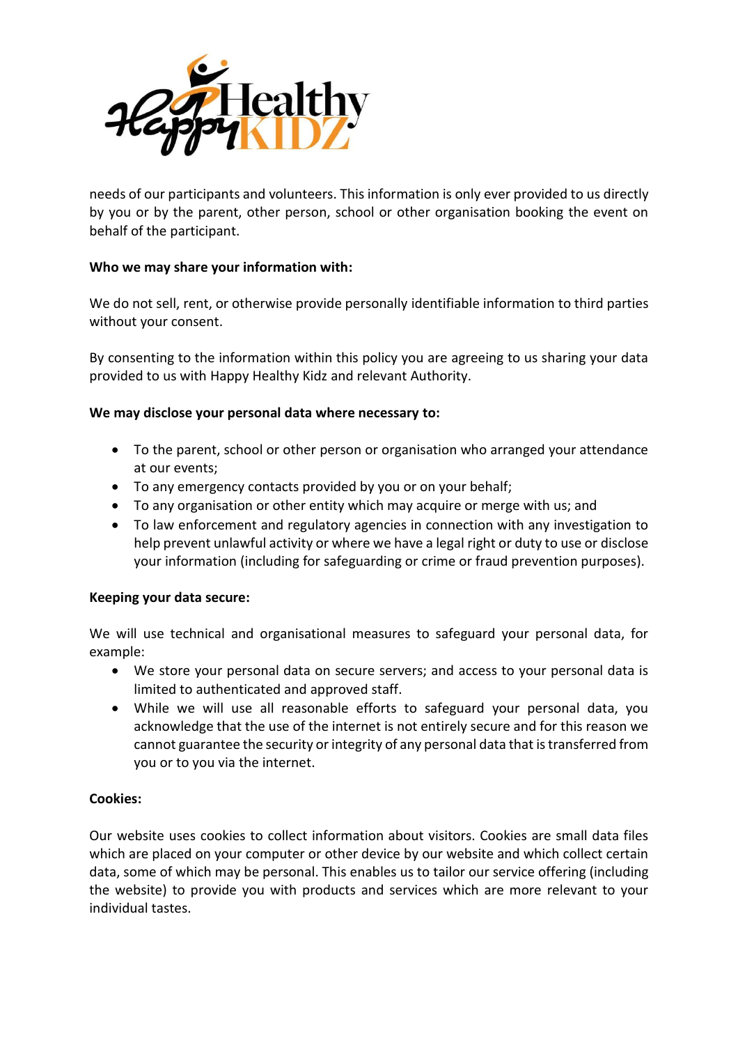needs of our participants and volunteers. This information is only ever provided to us directly by you or by the parent, other person, school or other organisation booking the event on behalf of the participant.

**Who we may share your information with:**

We do not sell, rent, or otherwise provide personally identifiable information to third parties without your consent.

By consenting to the information within this policy you are agreeing to us sharing your data provided to us with Happy Healthy Kidz and relevant Authority.

**We may disclose your personal data where necessary to:**

- To the parent, school or other person or organisation who arranged your attendance at our events;
- To any emergency contacts provided by you or on your behalf;
- To any organisation or other entity which may acquire or merge with us; and
- To law enforcement and regulatory agencies in connection with any investigation to help prevent unlawful activity or where we have a legal right or duty to use or disclose your information (including for safeguarding or crime or fraud prevention purposes).

**Keeping your data secure:**

We will use technical and organisational measures to safeguard your personal data, for example:

- We store your personal data on secure servers; and access to your personal data is limited to authenticated and approved staff.
- While we will use all reasonable efforts to safeguard your personal data, you acknowledge that the use of the internet is not entirely secure and for this reason we cannot guarantee the security or integrity of any personal data that is transferred from you or to you via the internet.

**Cookies:**

Our website uses cookies to collect information about visitors. Cookies are small data files which are placed on your computer or other device by our website and which collect certain data, some of which may be personal. This enables us to tailor our service offering (including the website) to provide you with products and services which are more relevant to your individual tastes.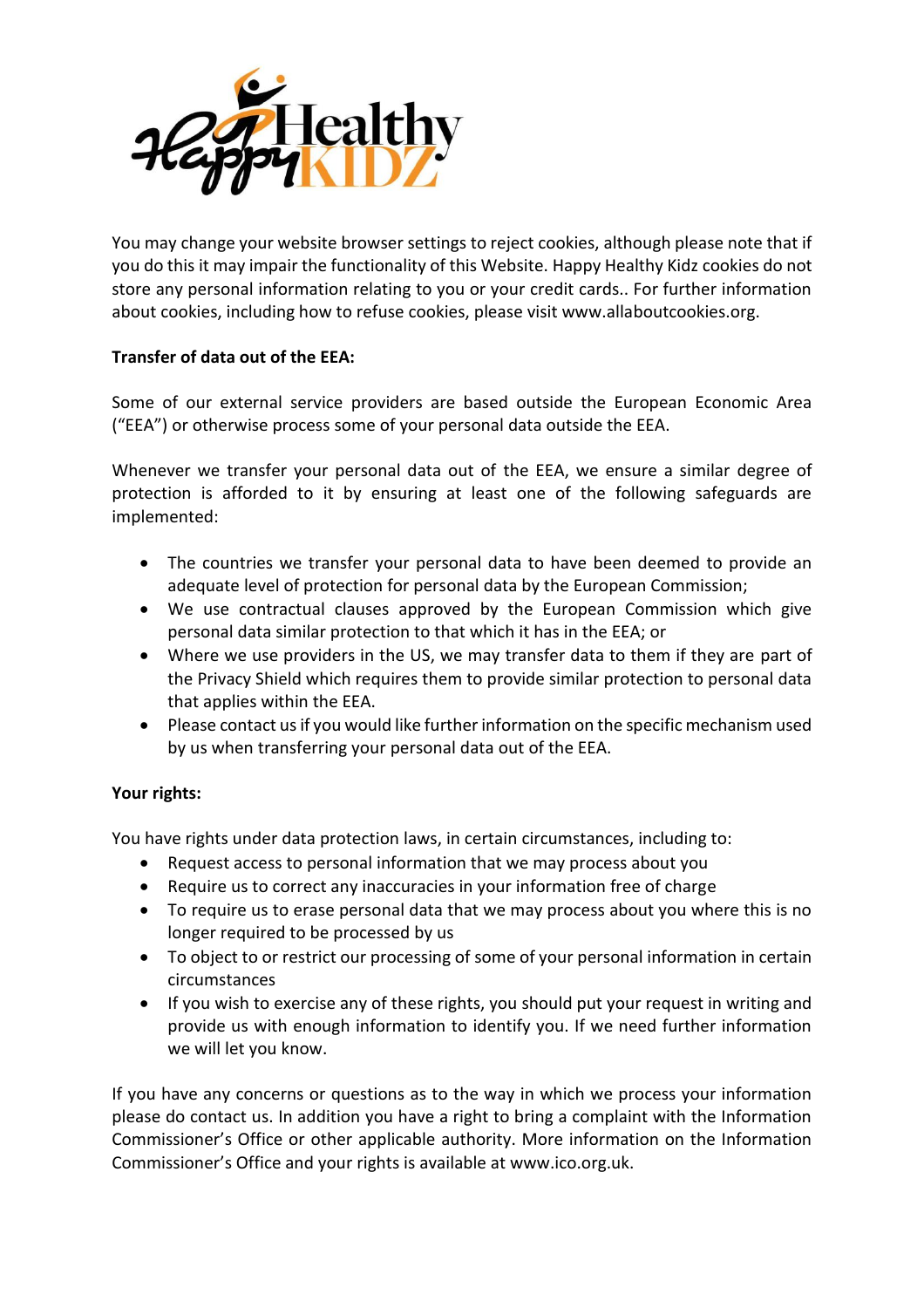You may change your website browser settings to reject cookies, although please note that if you do this it may impair the functionality of this Website. Happy Healthy Kidz cookies do not store any personal information relating to you or your credit cards.. For further information about cookies, including how to refuse cookies, please visit www.allaboutcookies.org.

**Transfer of data out of the EEA:**

Some of our external service providers are based outside the European Economic Area ("EEA") or otherwise process some of your personal data outside the EEA.

Whenever we transfer your personal data out of the EEA, we ensure a similar degree of protection is afforded to it by ensuring at least one of the following safeguards are implemented:

- The countries we transfer your personal data to have been deemed to provide an adequate level of protection for personal data by the European Commission;
- We use contractual clauses approved by the European Commission which give personal data similar protection to that which it has in the EEA; or
- Where we use providers in the US, we may transfer data to them if they are part of the Privacy Shield which requires them to provide similar protection to personal data that applies within the EEA.
- Please contact us if you would like further information on the specific mechanism used by us when transferring your personal data out of the EEA.

**Your rights:**

You have rights under data protection laws, in certain circumstances, including to:

- Request access to personal information that we may process about you
- Require us to correct any inaccuracies in your information free of charge
- To require us to erase personal data that we may process about you where this is no longer required to be processed by us
- To object to or restrict our processing of some of your personal information in certain circumstances
- If you wish to exercise any of these rights, you should put your request in writing and provide us with enough information to identify you. If we need further information we will let you know.

If you have any concerns or questions as to the way in which we process your information please do contact us. In addition you have a right to bring a complaint with the Information Commissioner's Office or other applicable authority. More information on the Information Commissioner's Office and your rights is available at www.ico.org.uk.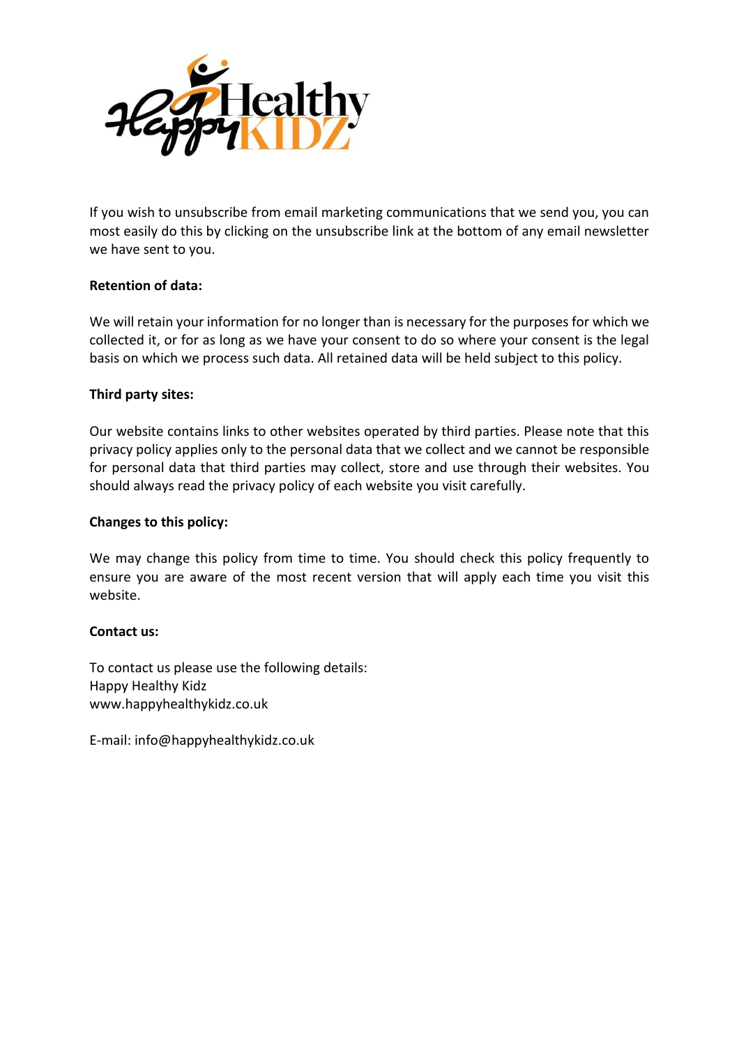If you wish to unsubscribe from email marketing communications that we send you, you can most easily do this by clicking on the unsubscribe link at the bottom of any email newsletter we have sent to you.

**Retention of data:**

We will retain your information for no longer than is necessary for the purposes for which we collected it, or for as long as we have your consent to do so where your consent is the legal basis on which we process such data. All retained data will be held subject to this policy.

**Third party sites:**

Our website contains links to other websites operated by third parties. Please note that this privacy policy applies only to the personal data that we collect and we cannot be responsible for personal data that third parties may collect, store and use through their websites. You should always read the privacy policy of each website you visit carefully.

**Changes to this policy:**

We may change this policy from time to time. You should check this policy frequently to ensure you are aware of the most recent version that will apply each time you visit this website.

**Contact us:**

To contact us please use the following details:
Happy Healthy Kidz
www.happyhealthykidz.co.uk

E-mail: info@happyhealthykidz.co.uk